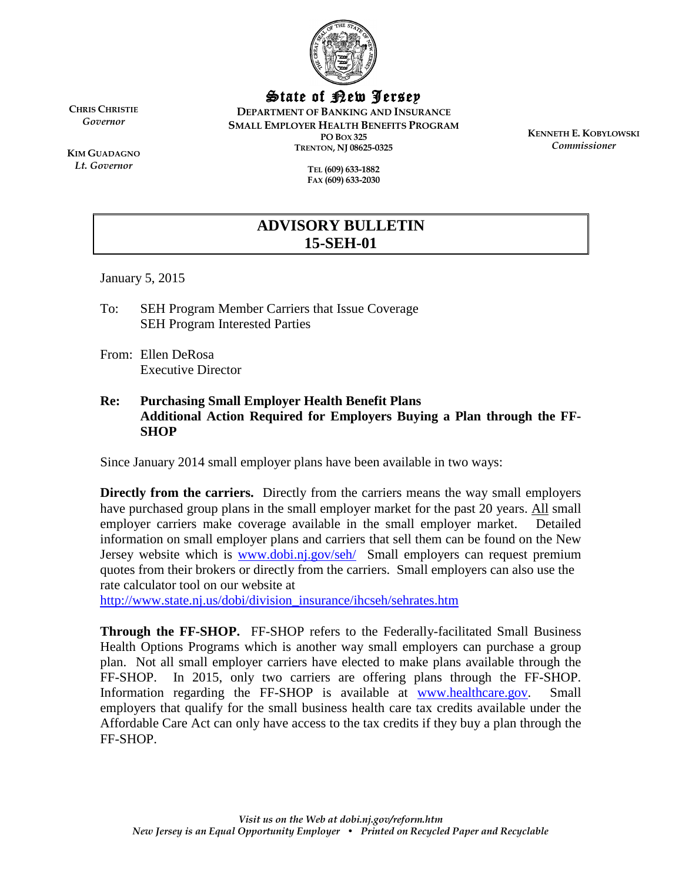**CHRIS CHRISTIE**
*Governor*

**KIM GUADAGNO**
*Lt. Governor*

State of New Jersey

**DEPARTMENT OF BANKING AND INSURANCE**
**SMALL EMPLOYER HEALTH BENEFITS PROGRAM**
**PO BOX 325**
**TRENTON, NJ 08625-0325**

**TEL (609) 633-1882**
**FAX (609) 633-2030**

**KENNETH E. KOBYLOWSKI**
*Commissioner*

# ADVISORY BULLETIN
# 15-SEH-01

January 5, 2015

To: SEH Program Member Carriers that Issue Coverage
SEH Program Interested Parties

From: Ellen DeRosa
Executive Director

**Re: Purchasing Small Employer Health Benefit Plans**
**Additional Action Required for Employers Buying a Plan through the FF-SHOP**

Since January 2014 small employer plans have been available in two ways:

**Directly from the carriers.** Directly from the carriers means the way small employers have purchased group plans in the small employer market for the past 20 years. All small employer carriers make coverage available in the small employer market. Detailed information on small employer plans and carriers that sell them can be found on the New Jersey website which is www.dobi.nj.gov/seh/ Small employers can request premium quotes from their brokers or directly from the carriers. Small employers can also use the rate calculator tool on our website at http://www.state.nj.us/dobi/division_insurance/ihcseh/sehrates.htm

**Through the FF-SHOP.** FF-SHOP refers to the Federally-facilitated Small Business Health Options Programs which is another way small employers can purchase a group plan. Not all small employer carriers have elected to make plans available through the FF-SHOP. In 2015, only two carriers are offering plans through the FF-SHOP. Information regarding the FF-SHOP is available at www.healthcare.gov. Small employers that qualify for the small business health care tax credits available under the Affordable Care Act can only have access to the tax credits if they buy a plan through the FF-SHOP.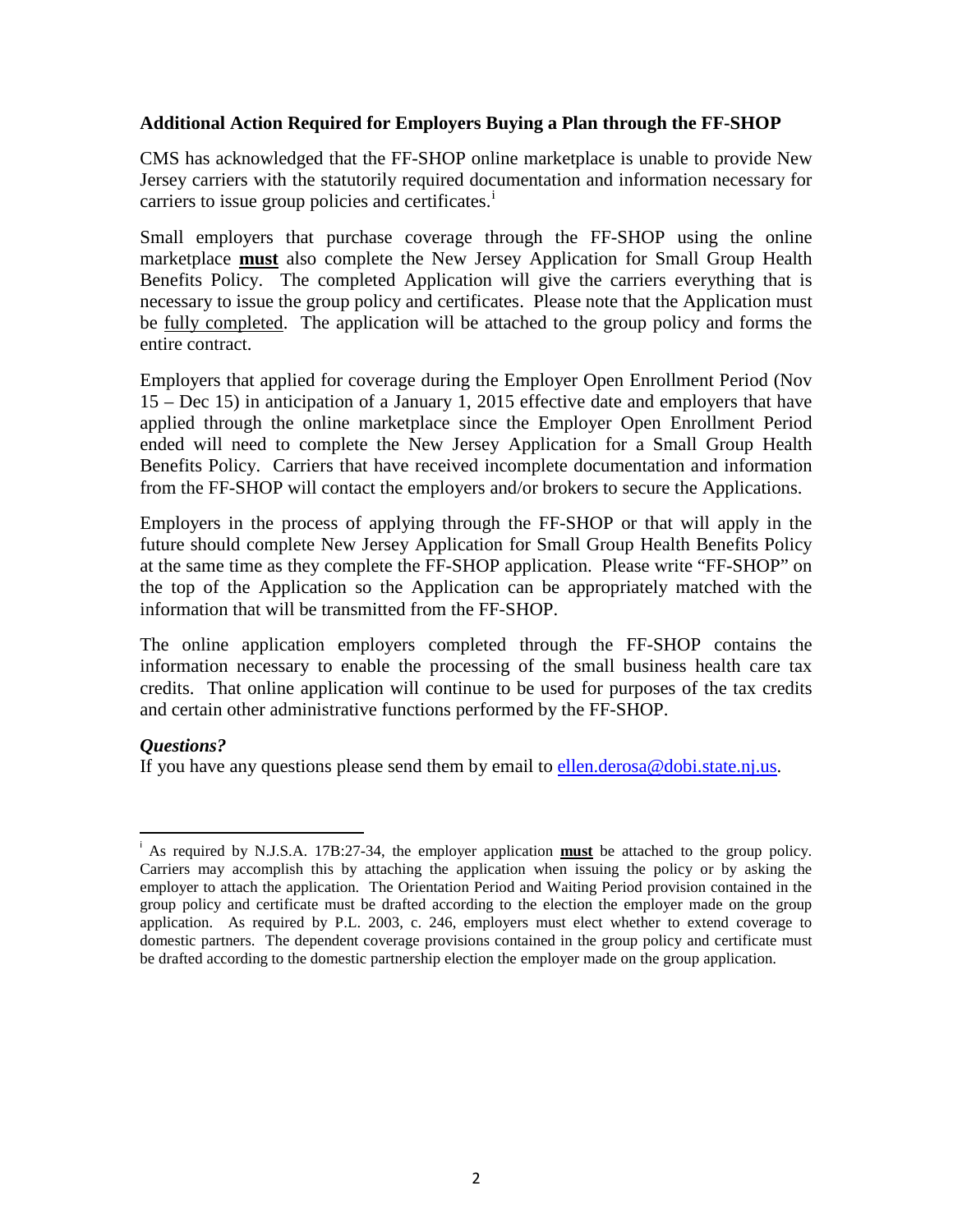**Additional Action Required for Employers Buying a Plan through the FF-SHOP**

CMS has acknowledged that the FF-SHOP online marketplace is unable to provide New Jersey carriers with the statutorily required documentation and information necessary for carriers to issue group policies and certificates.[i]

Small employers that purchase coverage through the FF-SHOP using the online marketplace **must** also complete the New Jersey Application for Small Group Health Benefits Policy. The completed Application will give the carriers everything that is necessary to issue the group policy and certificates. Please note that the Application must be fully completed. The application will be attached to the group policy and forms the entire contract.

Employers that applied for coverage during the Employer Open Enrollment Period (Nov 15 – Dec 15) in anticipation of a January 1, 2015 effective date and employers that have applied through the online marketplace since the Employer Open Enrollment Period ended will need to complete the New Jersey Application for a Small Group Health Benefits Policy. Carriers that have received incomplete documentation and information from the FF-SHOP will contact the employers and/or brokers to secure the Applications.

Employers in the process of applying through the FF-SHOP or that will apply in the future should complete New Jersey Application for Small Group Health Benefits Policy at the same time as they complete the FF-SHOP application. Please write "FF-SHOP" on the top of the Application so the Application can be appropriately matched with the information that will be transmitted from the FF-SHOP.

The online application employers completed through the FF-SHOP contains the information necessary to enable the processing of the small business health care tax credits. That online application will continue to be used for purposes of the tax credits and certain other administrative functions performed by the FF-SHOP.

***Questions?***

If you have any questions please send them by email to ellen.derosa@dobi.state.nj.us.

---

[i] As required by N.J.S.A. 17B:27-34, the employer application **must** be attached to the group policy. Carriers may accomplish this by attaching the application when issuing the policy or by asking the employer to attach the application. The Orientation Period and Waiting Period provision contained in the group policy and certificate must be drafted according to the election the employer made on the group application. As required by P.L. 2003, c. 246, employers must elect whether to extend coverage to domestic partners. The dependent coverage provisions contained in the group policy and certificate must be drafted according to the domestic partnership election the employer made on the group application.